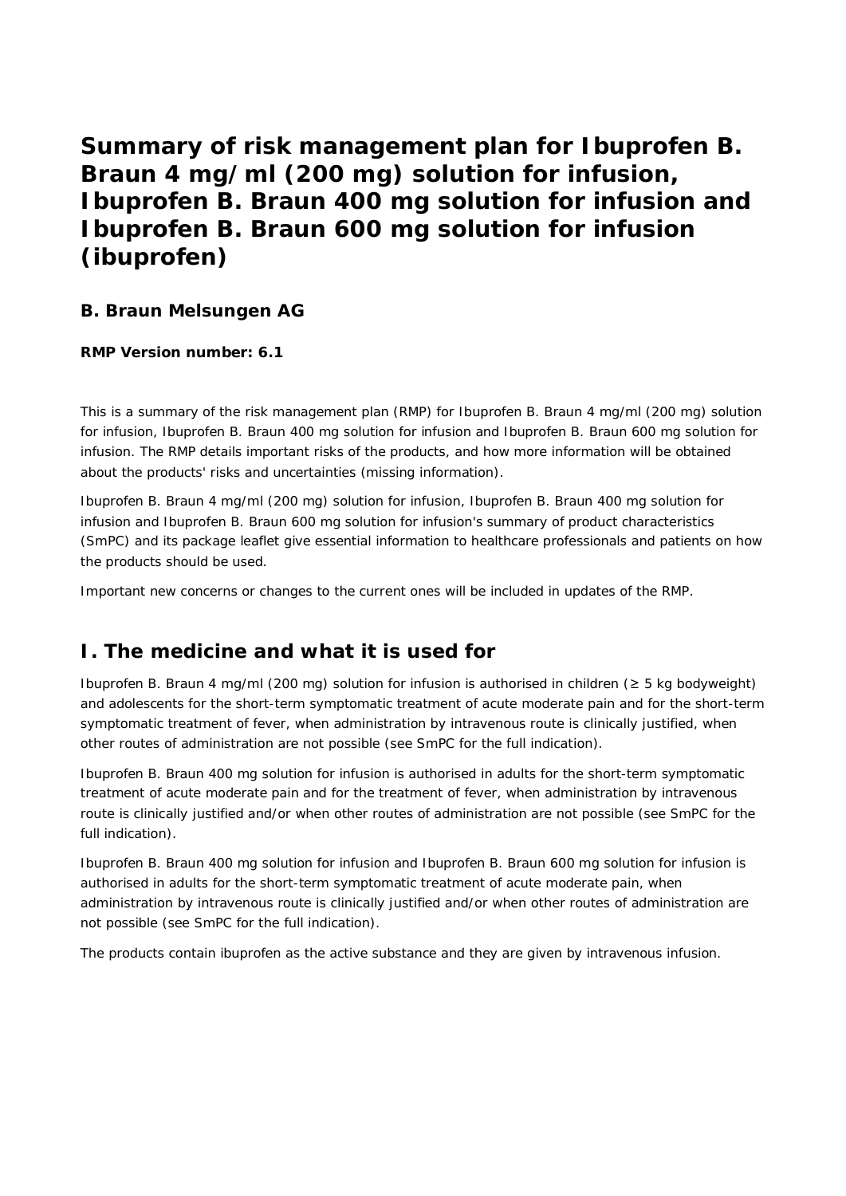# Summary of risk management plan for Ibuprofen B. Braun 4 mg/ml (200 mg) solution for infusion, Ibuprofen B. Braun 400 mg solution for infusion and Ibuprofen B. Braun 600 mg solution for infusion (ibuprofen)

### B. Braun Melsungen AG

**RMP Version number: 6.1**

This is a summary of the risk management plan (RMP) for Ibuprofen B. Braun 4 mg/ml (200 mg) solution for infusion, Ibuprofen B. Braun 400 mg solution for infusion and Ibuprofen B. Braun 600 mg solution for infusion. The RMP details important risks of the products, and how more information will be obtained about the products' risks and uncertainties (missing information).

Ibuprofen B. Braun 4 mg/ml (200 mg) solution for infusion, Ibuprofen B. Braun 400 mg solution for infusion and Ibuprofen B. Braun 600 mg solution for infusion's summary of product characteristics (SmPC) and its package leaflet give essential information to healthcare professionals and patients on how the products should be used.

Important new concerns or changes to the current ones will be included in updates of the RMP.

## I. The medicine and what it is used for

Ibuprofen B. Braun 4 mg/ml (200 mg) solution for infusion is authorised in children (≥ 5 kg bodyweight) and adolescents for the short-term symptomatic treatment of acute moderate pain and for the short-term symptomatic treatment of fever, when administration by intravenous route is clinically justified, when other routes of administration are not possible (see SmPC for the full indication).

Ibuprofen B. Braun 400 mg solution for infusion is authorised in adults for the short-term symptomatic treatment of acute moderate pain and for the treatment of fever, when administration by intravenous route is clinically justified and/or when other routes of administration are not possible (see SmPC for the full indication).

Ibuprofen B. Braun 400 mg solution for infusion and Ibuprofen B. Braun 600 mg solution for infusion is authorised in adults for the short-term symptomatic treatment of acute moderate pain, when administration by intravenous route is clinically justified and/or when other routes of administration are not possible (see SmPC for the full indication).

The products contain ibuprofen as the active substance and they are given by intravenous infusion.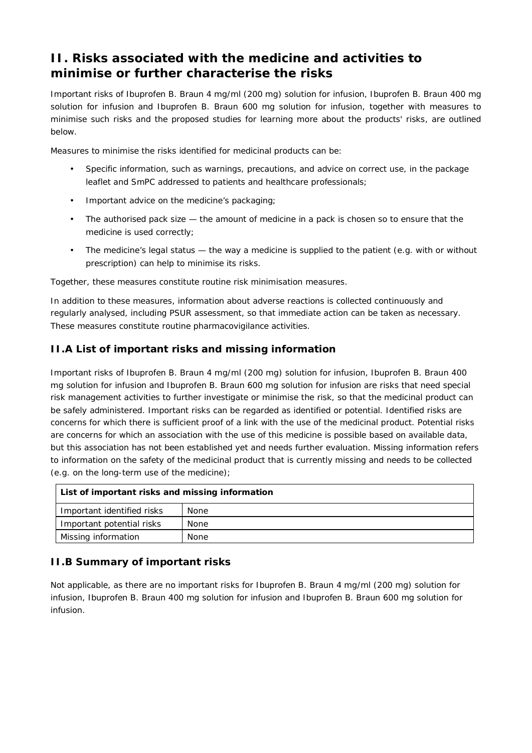# II. Risks associated with the medicine and activities to minimise or further characterise the risks

Important risks of Ibuprofen B. Braun 4 mg/ml (200 mg) solution for infusion, Ibuprofen B. Braun 400 mg solution for infusion and Ibuprofen B. Braun 600 mg solution for infusion, together with measures to minimise such risks and the proposed studies for learning more about the products' risks, are outlined below.

Measures to minimise the risks identified for medicinal products can be:

- Specific information, such as warnings, precautions, and advice on correct use, in the package leaflet and SmPC addressed to patients and healthcare professionals;
- Important advice on the medicine's packaging;
- The authorised pack size — the amount of medicine in a pack is chosen so to ensure that the medicine is used correctly;
- The medicine's legal status — the way a medicine is supplied to the patient (e.g. with or without prescription) can help to minimise its risks.

Together, these measures constitute routine risk minimisation measures.

In addition to these measures, information about adverse reactions is collected continuously and regularly analysed, including PSUR assessment, so that immediate action can be taken as necessary. These measures constitute routine pharmacovigilance activities.

## II.A List of important risks and missing information

Important risks of Ibuprofen B. Braun 4 mg/ml (200 mg) solution for infusion, Ibuprofen B. Braun 400 mg solution for infusion and Ibuprofen B. Braun 600 mg solution for infusion are risks that need special risk management activities to further investigate or minimise the risk, so that the medicinal product can be safely administered. Important risks can be regarded as identified or potential. Identified risks are concerns for which there is sufficient proof of a link with the use of the medicinal product. Potential risks are concerns for which an association with the use of this medicine is possible based on available data, but this association has not been established yet and needs further evaluation. Missing information refers to information on the safety of the medicinal product that is currently missing and needs to be collected (e.g. on the long-term use of the medicine);

| **List of important risks and missing information** | |
|---|---|
| Important identified risks | None |
| Important potential risks | None |
| Missing information | None |

## II.B Summary of important risks

Not applicable, as there are no important risks for Ibuprofen B. Braun 4 mg/ml (200 mg) solution for infusion, Ibuprofen B. Braun 400 mg solution for infusion and Ibuprofen B. Braun 600 mg solution for infusion.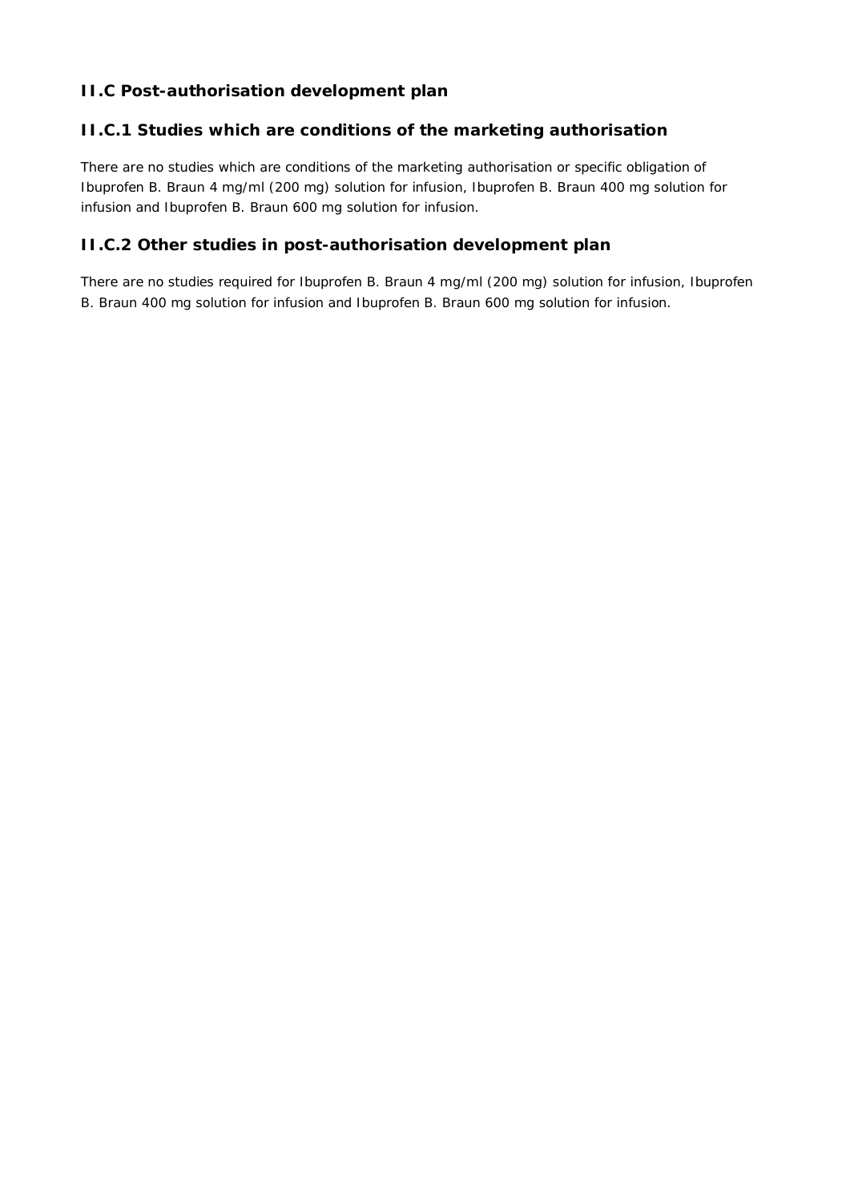## II.C Post-authorisation development plan

### II.C.1 Studies which are conditions of the marketing authorisation

There are no studies which are conditions of the marketing authorisation or specific obligation of Ibuprofen B. Braun 4 mg/ml (200 mg) solution for infusion, Ibuprofen B. Braun 400 mg solution for infusion and Ibuprofen B. Braun 600 mg solution for infusion.

### II.C.2 Other studies in post-authorisation development plan

There are no studies required for Ibuprofen B. Braun 4 mg/ml (200 mg) solution for infusion, Ibuprofen B. Braun 400 mg solution for infusion and Ibuprofen B. Braun 600 mg solution for infusion.